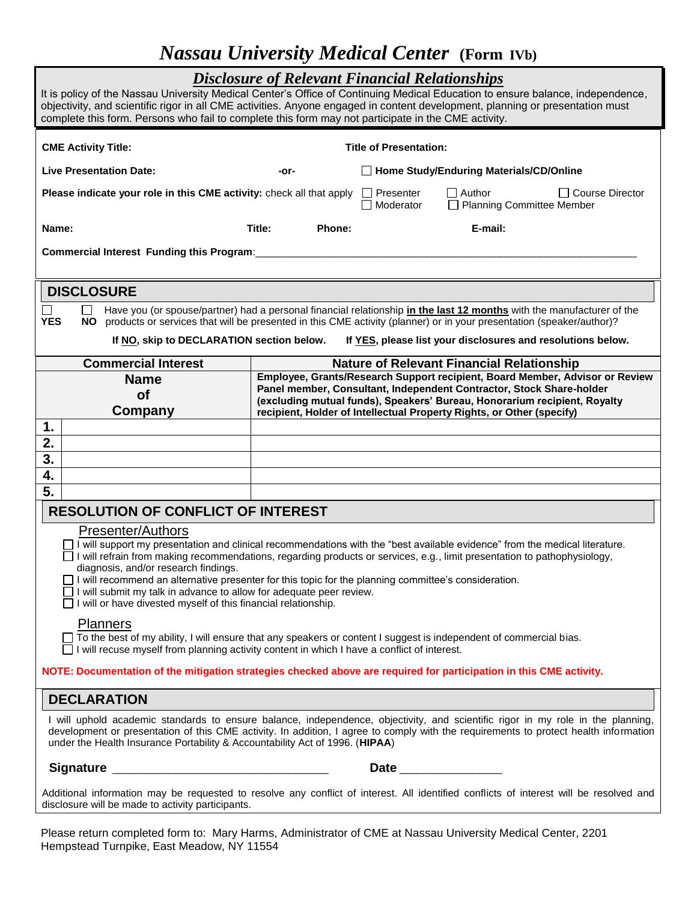# *Nassau University Medical Center* (Form IVb)

## *Disclosure of Relevant Financial Relationships*

It is policy of the Nassau University Medical Center's Office of Continuing Medical Education to ensure balance, independence, objectivity, and scientific rigor in all CME activities. Anyone engaged in content development, planning or presentation must complete this form. Persons who fail to complete this form may not participate in the CME activity.

**CME Activity Title:** **Title of Presentation:**

**Live Presentation Date:** **-or-** ☐ **Home Study/Enduring Materials/CD/Online**

**Please indicate your role in this CME activity:** check all that apply ☐ Presenter ☐ Author ☐ Course Director ☐ Moderator ☐ Planning Committee Member

**Name:** **Title:** **Phone:** **E-mail:**

**Commercial Interest Funding this Program**:_______________________________________________________________

## DISCLOSURE

☐ **YES** ☐ **NO** Have you (or spouse/partner) had a personal financial relationship **in the last 12 months** with the manufacturer of the products or services that will be presented in this CME activity (planner) or in your presentation (speaker/author)?

**If NO, skip to DECLARATION section below. If YES, please list your disclosures and resolutions below.**

| | Commercial Interest<br>Name of Company | Nature of Relevant Financial Relationship<br>Employee, Grants/Research Support recipient, Board Member, Advisor or Review Panel member, Consultant, Independent Contractor, Stock Share-holder (excluding mutual funds), Speakers' Bureau, Honorarium recipient, Royalty recipient, Holder of Intellectual Property Rights, or Other (specify) |
|---|---|---|
| **1.** | | |
| **2.** | | |
| **3.** | | |
| **4.** | | |
| **5.** | | |

## RESOLUTION OF CONFLICT OF INTEREST

### Presenter/Authors

- ☐ I will support my presentation and clinical recommendations with the "best available evidence" from the medical literature.
- ☐ I will refrain from making recommendations, regarding products or services, e.g., limit presentation to pathophysiology, diagnosis, and/or research findings.
- ☐ I will recommend an alternative presenter for this topic for the planning committee's consideration.
- ☐ I will submit my talk in advance to allow for adequate peer review.
- ☐ I will or have divested myself of this financial relationship.

### Planners

- ☐ To the best of my ability, I will ensure that any speakers or content I suggest is independent of commercial bias.
- ☐ I will recuse myself from planning activity content in which I have a conflict of interest.

**NOTE: Documentation of the mitigation strategies checked above are required for participation in this CME activity.**

## DECLARATION

I will uphold academic standards to ensure balance, independence, objectivity, and scientific rigor in my role in the planning, development or presentation of this CME activity. In addition, I agree to comply with the requirements to protect health information under the Health Insurance Portability & Accountability Act of 1996. (**HIPAA**)

**Signature** _______________________________ **Date** ______________

Additional information may be requested to resolve any conflict of interest. All identified conflicts of interest will be resolved and disclosure will be made to activity participants.

Please return completed form to: Mary Harms, Administrator of CME at Nassau University Medical Center, 2201 Hempstead Turnpike, East Meadow, NY 11554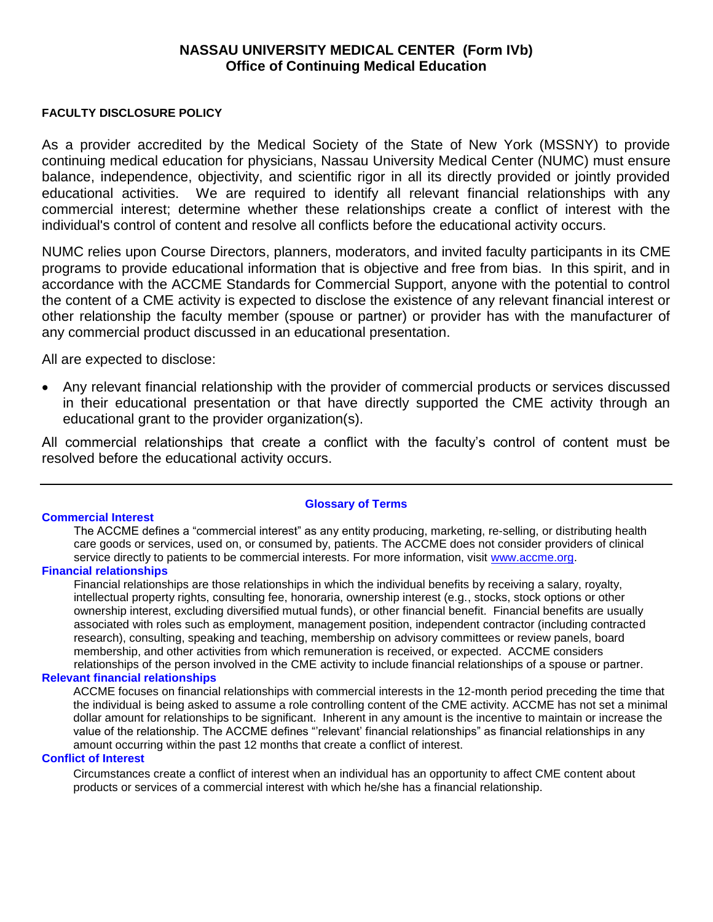## NASSAU UNIVERSITY MEDICAL CENTER (Form IVb)
## Office of Continuing Medical Education

**FACULTY DISCLOSURE POLICY**

As a provider accredited by the Medical Society of the State of New York (MSSNY) to provide continuing medical education for physicians, Nassau University Medical Center (NUMC) must ensure balance, independence, objectivity, and scientific rigor in all its directly provided or jointly provided educational activities. We are required to identify all relevant financial relationships with any commercial interest; determine whether these relationships create a conflict of interest with the individual's control of content and resolve all conflicts before the educational activity occurs.

NUMC relies upon Course Directors, planners, moderators, and invited faculty participants in its CME programs to provide educational information that is objective and free from bias. In this spirit, and in accordance with the ACCME Standards for Commercial Support, anyone with the potential to control the content of a CME activity is expected to disclose the existence of any relevant financial interest or other relationship the faculty member (spouse or partner) or provider has with the manufacturer of any commercial product discussed in an educational presentation.

All are expected to disclose:

- Any relevant financial relationship with the provider of commercial products or services discussed in their educational presentation or that have directly supported the CME activity through an educational grant to the provider organization(s).

All commercial relationships that create a conflict with the faculty's control of content must be resolved before the educational activity occurs.

---

### Glossary of Terms

**Commercial Interest**

The ACCME defines a "commercial interest" as any entity producing, marketing, re-selling, or distributing health care goods or services, used on, or consumed by, patients. The ACCME does not consider providers of clinical service directly to patients to be commercial interests. For more information, visit www.accme.org.

**Financial relationships**

Financial relationships are those relationships in which the individual benefits by receiving a salary, royalty, intellectual property rights, consulting fee, honoraria, ownership interest (e.g., stocks, stock options or other ownership interest, excluding diversified mutual funds), or other financial benefit. Financial benefits are usually associated with roles such as employment, management position, independent contractor (including contracted research), consulting, speaking and teaching, membership on advisory committees or review panels, board membership, and other activities from which remuneration is received, or expected. ACCME considers relationships of the person involved in the CME activity to include financial relationships of a spouse or partner.

**Relevant financial relationships**

ACCME focuses on financial relationships with commercial interests in the 12-month period preceding the time that the individual is being asked to assume a role controlling content of the CME activity. ACCME has not set a minimal dollar amount for relationships to be significant. Inherent in any amount is the incentive to maintain or increase the value of the relationship. The ACCME defines "'relevant' financial relationships" as financial relationships in any amount occurring within the past 12 months that create a conflict of interest.

**Conflict of Interest**

Circumstances create a conflict of interest when an individual has an opportunity to affect CME content about products or services of a commercial interest with which he/she has a financial relationship.